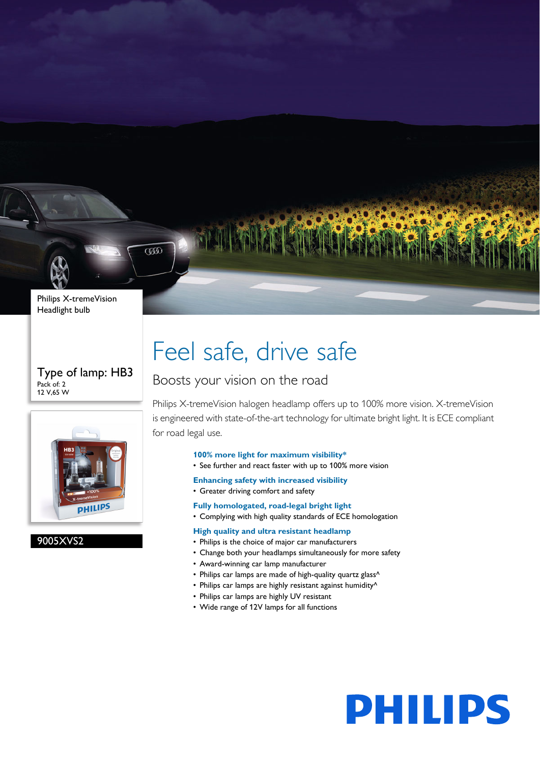Philips X-tremeVision
Headlight bulb

Type of lamp: HB3
Pack of: 2
12 V,65 W

9005XVS2

# Feel safe, drive safe

## Boosts your vision on the road

Philips X-tremeVision halogen headlamp offers up to 100% more vision. X-tremeVision is engineered with state-of-the-art technology for ultimate bright light. It is ECE compliant for road legal use.

**100% more light for maximum visibility***
- See further and react faster with up to 100% more vision

**Enhancing safety with increased visibility**
- Greater driving comfort and safety

**Fully homologated, road-legal bright light**
- Complying with high quality standards of ECE homologation

**High quality and ultra resistant headlamp**
- Philips is the choice of major car manufacturers
- Change both your headlamps simultaneously for more safety
- Award-winning car lamp manufacturer
- Philips car lamps are made of high-quality quartz glass^
- Philips car lamps are highly resistant against humidity^
- Philips car lamps are highly UV resistant
- Wide range of 12V lamps for all functions

PHILIPS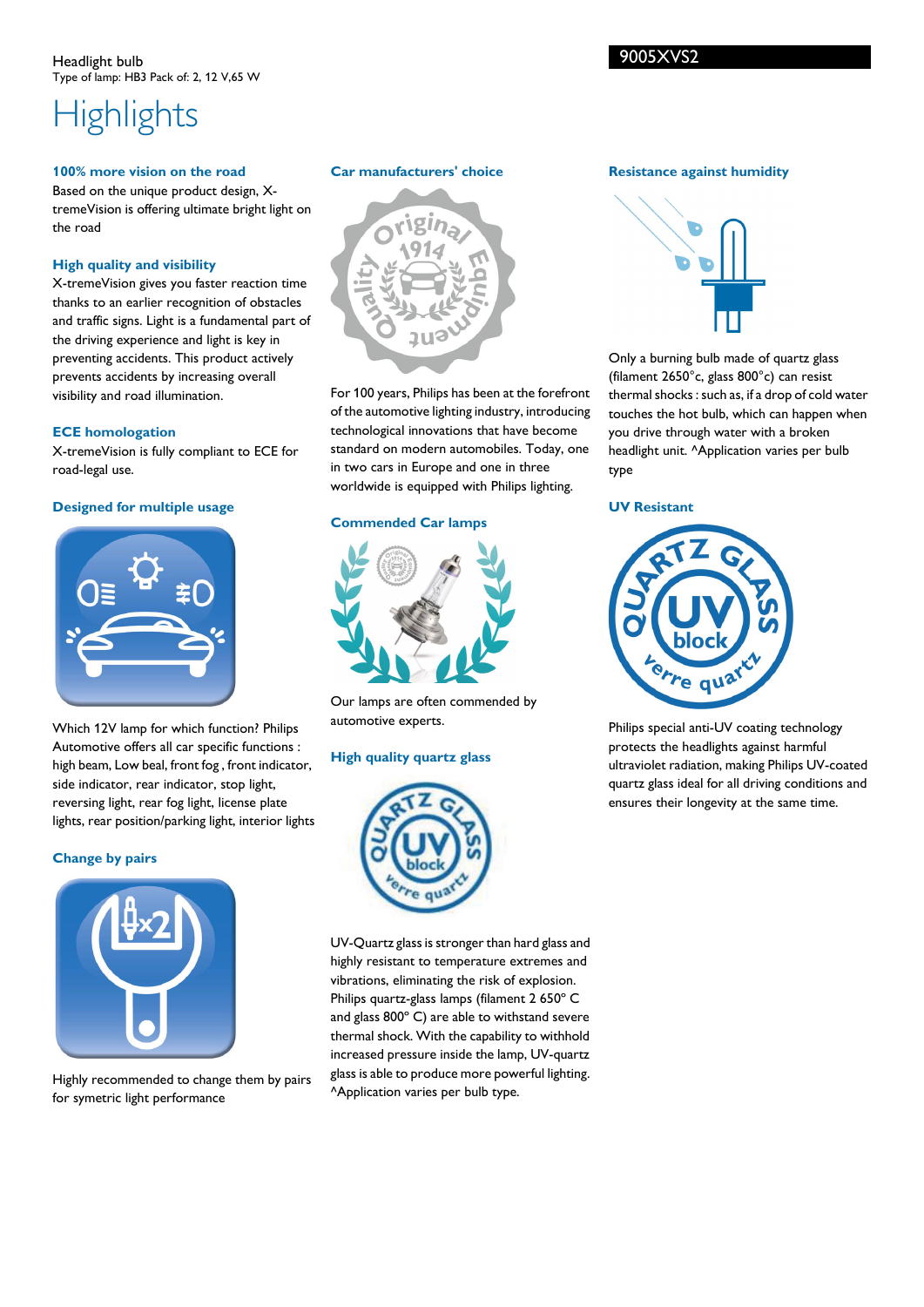Headlight bulb
Type of lamp: HB3 Pack of: 2, 12 V,65 W

9005XVS2

# Highlights

### 100% more vision on the road

Based on the unique product design, X-tremeVision is offering ultimate bright light on the road

### High quality and visibility

X-tremeVision gives you faster reaction time thanks to an earlier recognition of obstacles and traffic signs. Light is a fundamental part of the driving experience and light is key in preventing accidents. This product actively prevents accidents by increasing overall visibility and road illumination.

### ECE homologation

X-tremeVision is fully compliant to ECE for road-legal use.

### Designed for multiple usage

Which 12V lamp for which function? Philips Automotive offers all car specific functions : high beam, Low beal, front fog , front indicator, side indicator, rear indicator, stop light, reversing light, rear fog light, license plate lights, rear position/parking light, interior lights

### Change by pairs

Highly recommended to change them by pairs for symetric light performance

### Car manufacturers' choice

For 100 years, Philips has been at the forefront of the automotive lighting industry, introducing technological innovations that have become standard on modern automobiles. Today, one in two cars in Europe and one in three worldwide is equipped with Philips lighting.

### Commended Car lamps

Our lamps are often commended by automotive experts.

### High quality quartz glass

UV-Quartz glass is stronger than hard glass and highly resistant to temperature extremes and vibrations, eliminating the risk of explosion. Philips quartz-glass lamps (filament 2 650° C and glass 800° C) are able to withstand severe thermal shock. With the capability to withhold increased pressure inside the lamp, UV-quartz glass is able to produce more powerful lighting. ^Application varies per bulb type.

### Resistance against humidity

Only a burning bulb made of quartz glass (filament 2650°c, glass 800°c) can resist thermal shocks : such as, if a drop of cold water touches the hot bulb, which can happen when you drive through water with a broken headlight unit. ^Application varies per bulb type

### UV Resistant

Philips special anti-UV coating technology protects the headlights against harmful ultraviolet radiation, making Philips UV-coated quartz glass ideal for all driving conditions and ensures their longevity at the same time.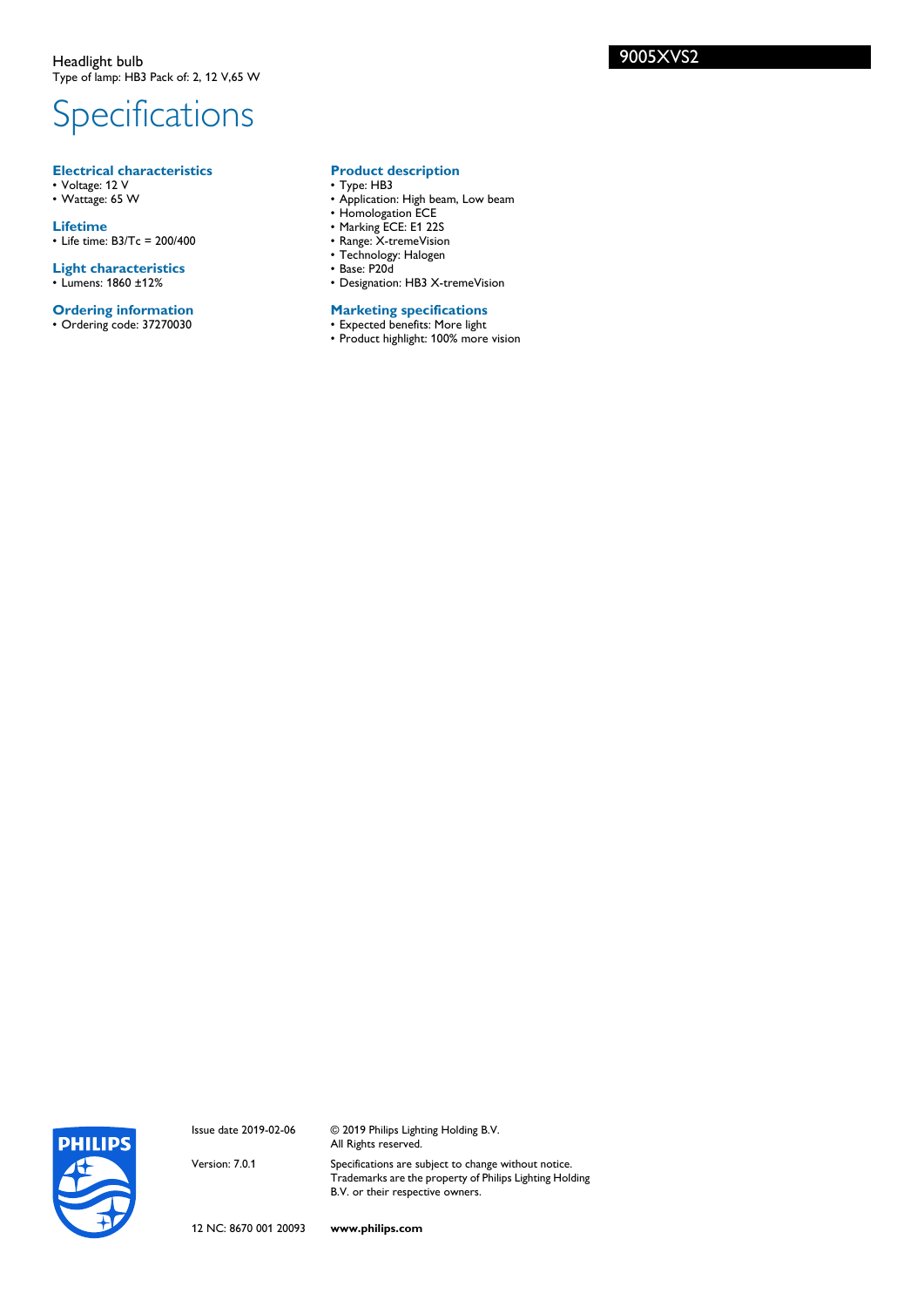Headline: 9005XVS2

Headlight bulb
Type of lamp: HB3 Pack of: 2, 12 V,65 W

# Specifications

### Electrical characteristics
- Voltage: 12 V
- Wattage: 65 W

### Lifetime
- Life time: B3/Tc = 200/400

### Light characteristics
- Lumens: 1860 ±12%

### Ordering information
- Ordering code: 37270030

### Product description
- Type: HB3
- Application: High beam, Low beam
- Homologation ECE
- Marking ECE: E1 22S
- Range: X-tremeVision
- Technology: Halogen
- Base: P20d
- Designation: HB3 X-tremeVision

### Marketing specifications
- Expected benefits: More light
- Product highlight: 100% more vision

Issue date 2019-02-06

Version: 7.0.1

12 NC: 8670 001 20093

© 2019 Philips Lighting Holding B.V.
All Rights reserved.

Specifications are subject to change without notice. Trademarks are the property of Philips Lighting Holding B.V. or their respective owners.

**www.philips.com**